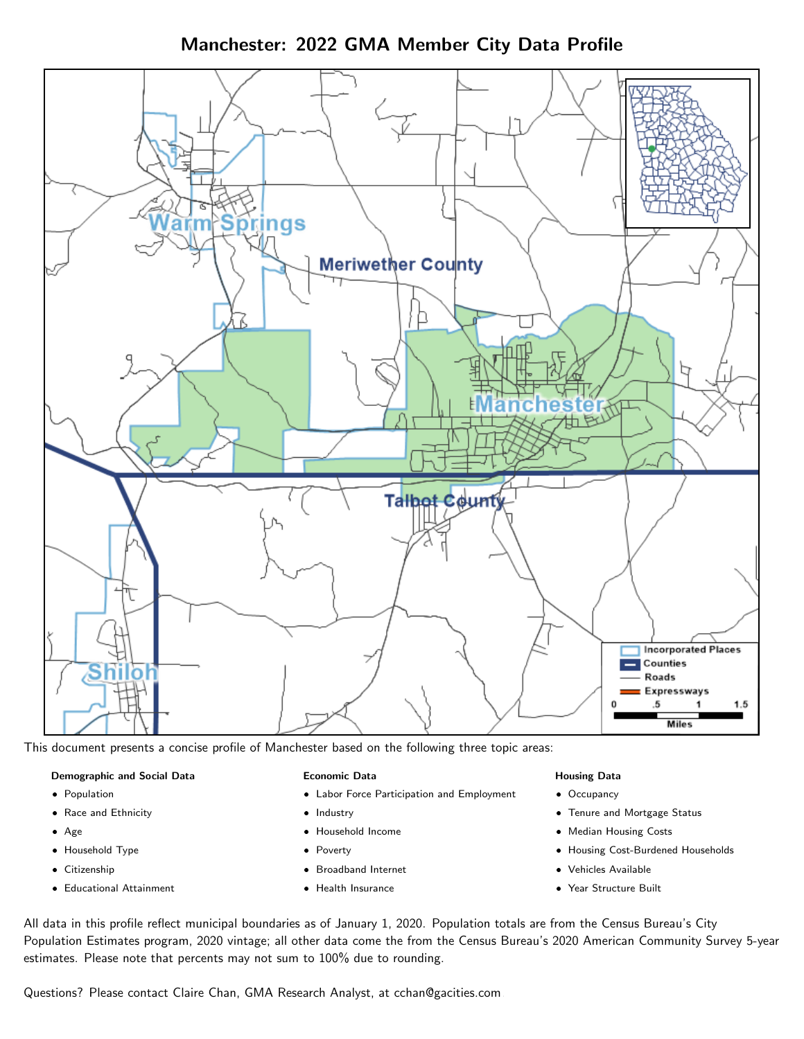# Manchester: 2022 GMA Member City Data Profile

This document presents a concise profile of Manchester based on the following three topic areas:

**Demographic and Social Data**

- Population
- Race and Ethnicity
- Age
- Household Type
- Citizenship
- Educational Attainment

**Economic Data**

- Labor Force Participation and Employment
- Industry
- Household Income
- Poverty
- Broadband Internet
- Health Insurance

**Housing Data**

- Occupancy
- Tenure and Mortgage Status
- Median Housing Costs
- Housing Cost-Burdened Households
- Vehicles Available
- Year Structure Built

All data in this profile reflect municipal boundaries as of January 1, 2020. Population totals are from the Census Bureau's City Population Estimates program, 2020 vintage; all other data come the from the Census Bureau's 2020 American Community Survey 5-year estimates. Please note that percents may not sum to 100% due to rounding.

Questions? Please contact Claire Chan, GMA Research Analyst, at cchan@gacities.com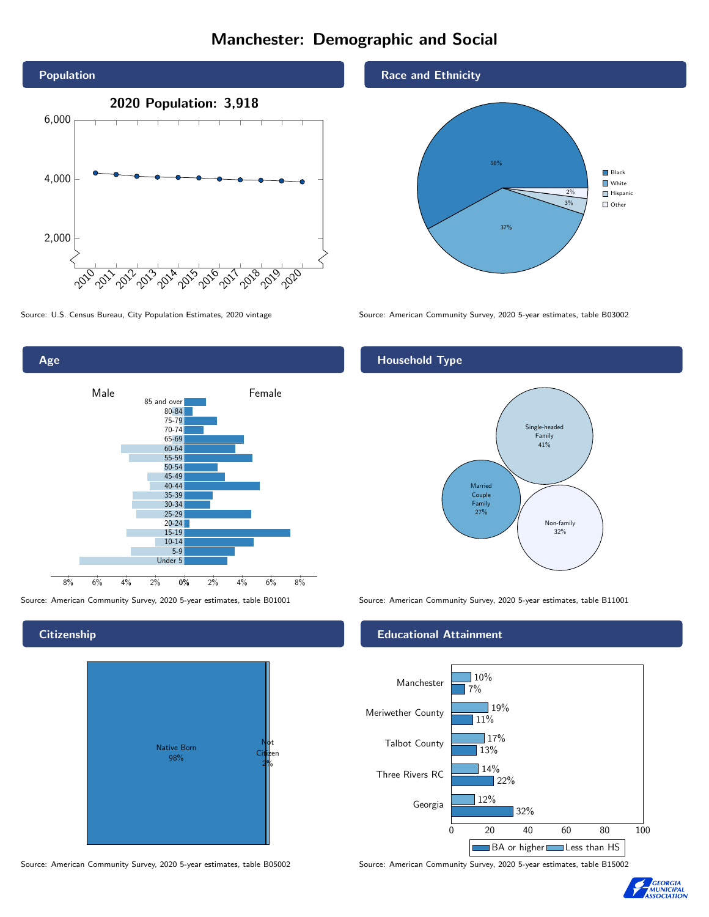# Manchester: Demographic and Social

## Population

2020 Population: 3,918

Source: U.S. Census Bureau, City Population Estimates, 2020 vintage

## Race and Ethnicity

| Group | Percent |
| --- | --- |
| Black | 58% |
| White | 37% |
| Hispanic | 3% |
| Other | 2% |

Source: American Community Survey, 2020 5-year estimates, table B03002

## Age

Source: American Community Survey, 2020 5-year estimates, table B01001

## Household Type

| Household Type | Percent |
| --- | --- |
| Single-headed Family | 41% |
| Married Couple Family | 27% |
| Non-family | 32% |

Source: American Community Survey, 2020 5-year estimates, table B11001

## Citizenship

| Status | Percent |
| --- | --- |
| Native Born | 98% |
| Not Citizen | 2% |

Source: American Community Survey, 2020 5-year estimates, table B05002

## Educational Attainment

| Area | Less than HS | BA or higher |
| --- | --- | --- |
| Manchester | 10% | 7% |
| Meriwether County | 19% | 11% |
| Talbot County | 17% | 13% |
| Three Rivers RC | 14% | 22% |
| Georgia | 12% | 32% |

Source: American Community Survey, 2020 5-year estimates, table B15002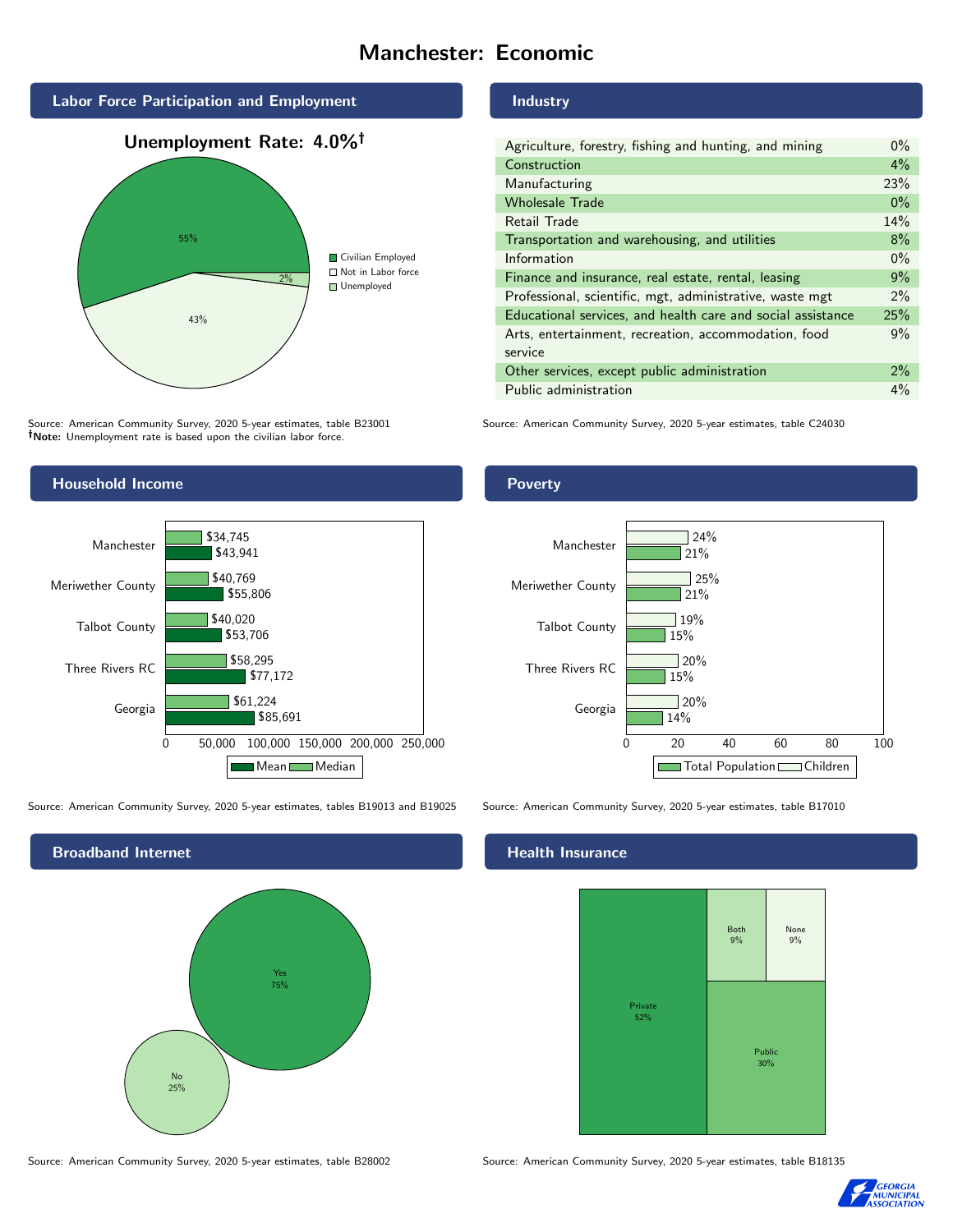# Manchester: Economic

## Labor Force Participation and Employment

**Unemployment Rate: 4.0%†**

| Category | Percent |
|---|---|
| Civilian Employed | 55% |
| Not in Labor force | 43% |
| Unemployed | 2% |

Source: American Community Survey, 2020 5-year estimates, table B23001
**†Note:** Unemployment rate is based upon the civilian labor force.

## Industry

| Industry | Percent |
|---|---|
| Agriculture, forestry, fishing and hunting, and mining | 0% |
| Construction | 4% |
| Manufacturing | 23% |
| Wholesale Trade | 0% |
| Retail Trade | 14% |
| Transportation and warehousing, and utilities | 8% |
| Information | 0% |
| Finance and insurance, real estate, rental, leasing | 9% |
| Professional, scientific, mgt, administrative, waste mgt | 2% |
| Educational services, and health care and social assistance | 25% |
| Arts, entertainment, recreation, accommodation, food service | 9% |
| Other services, except public administration | 2% |
| Public administration | 4% |

Source: American Community Survey, 2020 5-year estimates, table C24030

## Household Income

| | Median | Mean |
|---|---|---|
| Manchester | $34,745 | $43,941 |
| Meriwether County | $40,769 | $55,806 |
| Talbot County | $40,020 | $53,706 |
| Three Rivers RC | $58,295 | $77,172 |
| Georgia | $61,224 | $85,691 |

Source: American Community Survey, 2020 5-year estimates, tables B19013 and B19025

## Poverty

| | Children | Total Population |
|---|---|---|
| Manchester | 24% | 21% |
| Meriwether County | 25% | 21% |
| Talbot County | 19% | 15% |
| Three Rivers RC | 20% | 15% |
| Georgia | 20% | 14% |

Source: American Community Survey, 2020 5-year estimates, table B17010

## Broadband Internet

| | Percent |
|---|---|
| Yes | 75% |
| No | 25% |

Source: American Community Survey, 2020 5-year estimates, table B28002

## Health Insurance

| | Percent |
|---|---|
| Private | 52% |
| Public | 30% |
| Both | 9% |
| None | 9% |

Source: American Community Survey, 2020 5-year estimates, table B18135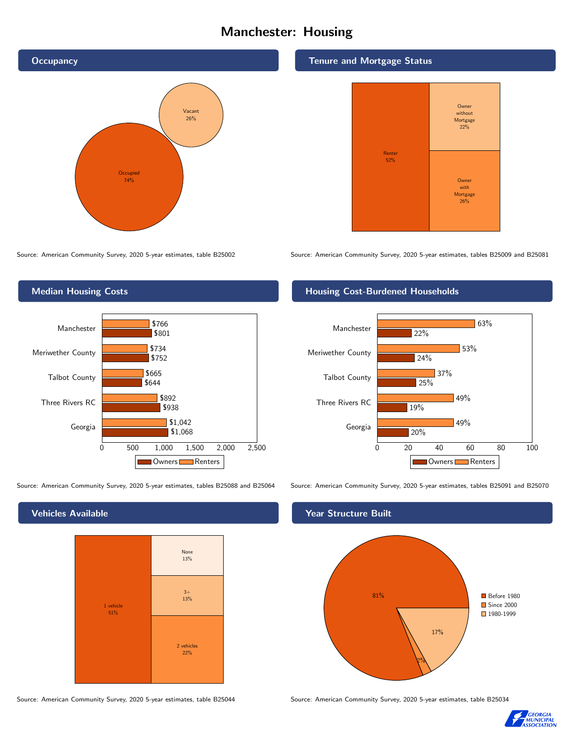# Manchester: Housing

## Occupancy

Vacant
26%

Occupied
74%

Source: American Community Survey, 2020 5-year estimates, table B25002

## Tenure and Mortgage Status

Renter
52%

Owner
without
Mortgage
22%

Owner
with
Mortgage
26%

Source: American Community Survey, 2020 5-year estimates, tables B25009 and B25081

## Median Housing Costs

Manchester
$766
$801

Meriwether County
$734
$752

Talbot County
$665
$644

Three Rivers RC
$892
$938

Georgia
$1,042
$1,068

0 500 1,000 1,500 2,000 2,500

Owners Renters

Source: American Community Survey, 2020 5-year estimates, tables B25088 and B25064

## Housing Cost-Burdened Households

Manchester
63%
22%

Meriwether County
53%
24%

Talbot County
37%
25%

Three Rivers RC
49%
19%

Georgia
49%
20%

0 20 40 60 80 100

Owners Renters

Source: American Community Survey, 2020 5-year estimates, tables B25091 and B25070

## Vehicles Available

1 vehicle
51%

None
13%

3+
13%

2 vehicles
22%

Source: American Community Survey, 2020 5-year estimates, table B25044

## Year Structure Built

81%

2%

17%

Before 1980
Since 2000
1980-1999

Source: American Community Survey, 2020 5-year estimates, table B25034